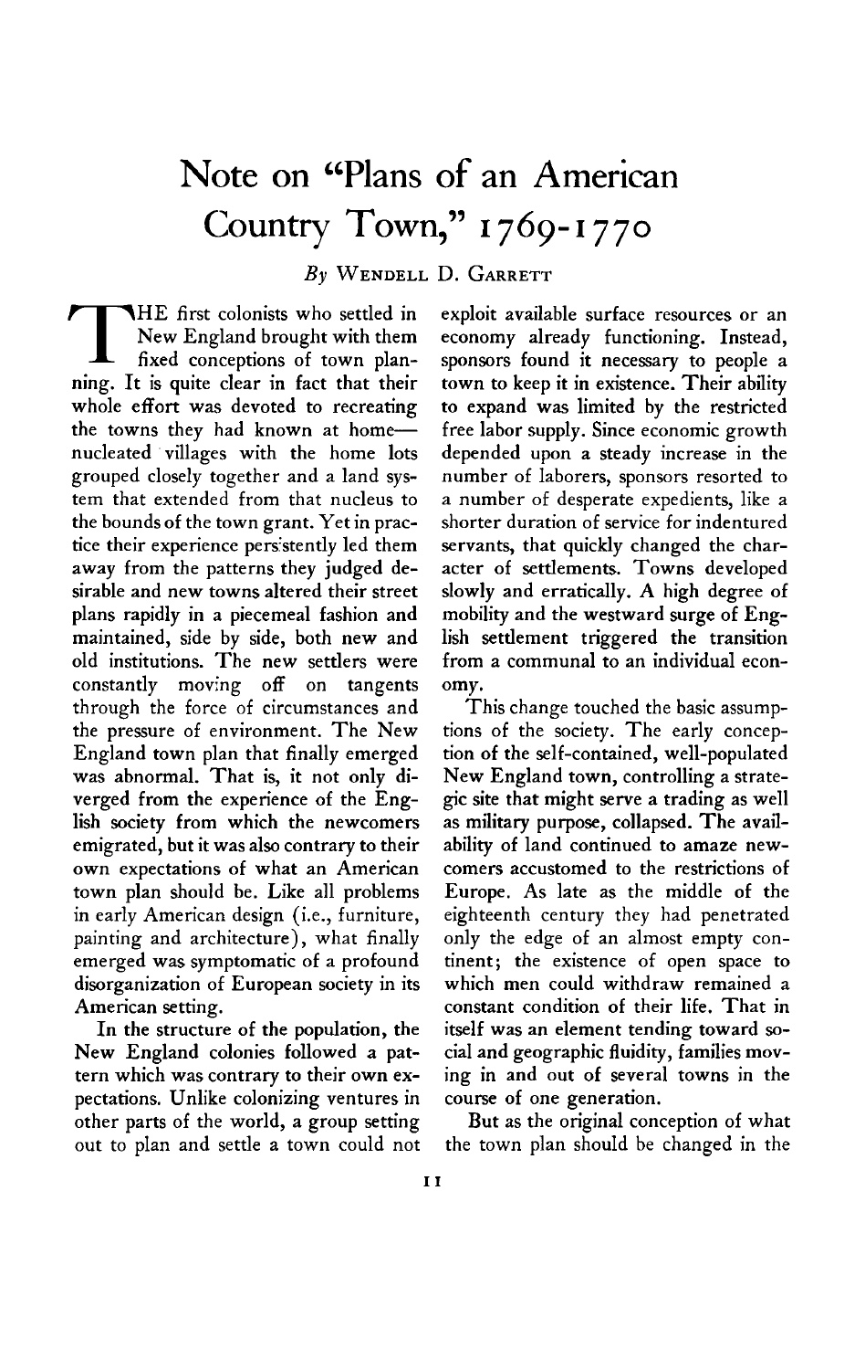# Note on "Plans of an American Country Town," 1769-1770

*By* Wendell D. Garrett

THE first colonists who settled in New England brought with them fixed conceptions of town planning. It is quite clear in fact that their whole effort was devoted to recreating the towns they had known at home—nucleated villages with the home lots grouped closely together and a land system that extended from that nucleus to the bounds of the town grant. Yet in practice their experience persistently led them away from the patterns they judged desirable and new towns altered their street plans rapidly in a piecemeal fashion and maintained, side by side, both new and old institutions. The new settlers were constantly moving off on tangents through the force of circumstances and the pressure of environment. The New England town plan that finally emerged was abnormal. That is, it not only diverged from the experience of the English society from which the newcomers emigrated, but it was also contrary to their own expectations of what an American town plan should be. Like all problems in early American design (i.e., furniture, painting and architecture), what finally emerged was symptomatic of a profound disorganization of European society in its American setting.

In the structure of the population, the New England colonies followed a pattern which was contrary to their own expectations. Unlike colonizing ventures in other parts of the world, a group setting out to plan and settle a town could not exploit available surface resources or an economy already functioning. Instead, sponsors found it necessary to people a town to keep it in existence. Their ability to expand was limited by the restricted free labor supply. Since economic growth depended upon a steady increase in the number of laborers, sponsors resorted to a number of desperate expedients, like a shorter duration of service for indentured servants, that quickly changed the character of settlements. Towns developed slowly and erratically. A high degree of mobility and the westward surge of English settlement triggered the transition from a communal to an individual economy.

This change touched the basic assumptions of the society. The early conception of the self-contained, well-populated New England town, controlling a strategic site that might serve a trading as well as military purpose, collapsed. The availability of land continued to amaze newcomers accustomed to the restrictions of Europe. As late as the middle of the eighteenth century they had penetrated only the edge of an almost empty continent; the existence of open space to which men could withdraw remained a constant condition of their life. That in itself was an element tending toward social and geographic fluidity, families moving in and out of several towns in the course of one generation.

But as the original conception of what the town plan should be changed in the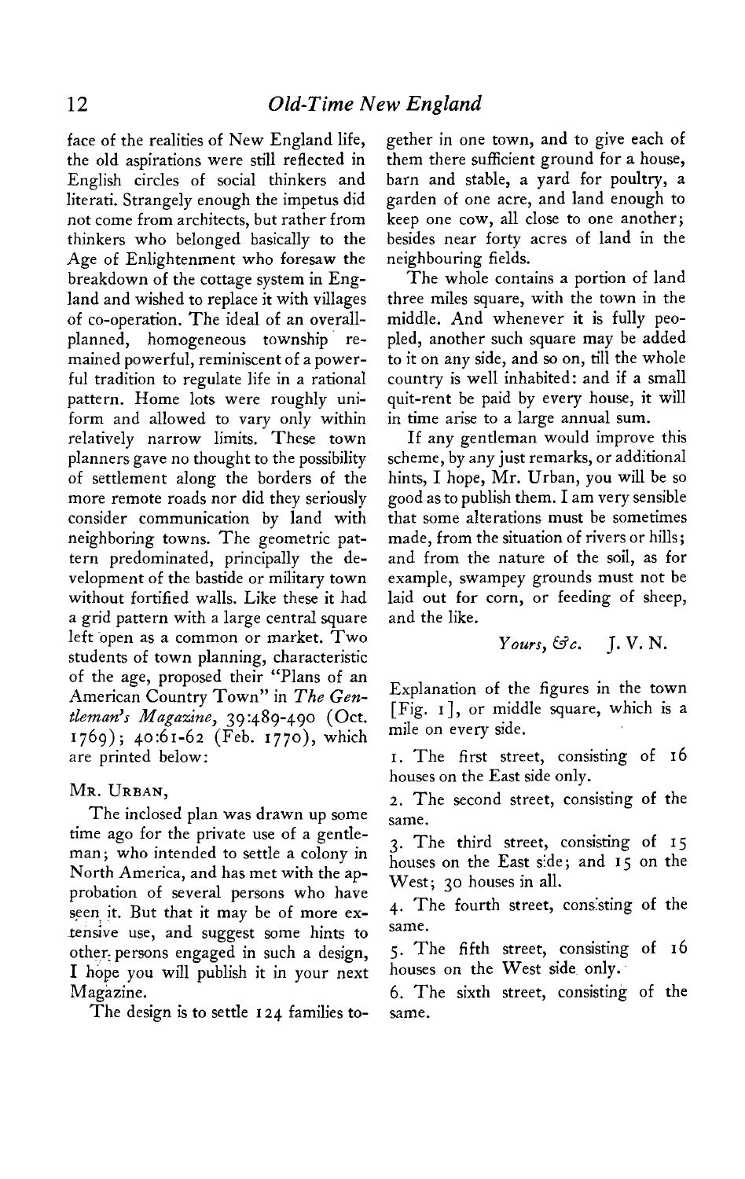face of the realities of New England life, the old aspirations were still reflected in English circles of social thinkers and literati. Strangely enough the impetus did not come from architects, but rather from thinkers who belonged basically to the Age of Enlightenment who foresaw the breakdown of the cottage system in England and wished to replace it with villages of co-operation. The ideal of an overall-planned, homogeneous township remained powerful, reminiscent of a powerful tradition to regulate life in a rational pattern. Home lots were roughly uniform and allowed to vary only within relatively narrow limits. These town planners gave no thought to the possibility of settlement along the borders of the more remote roads nor did they seriously consider communication by land with neighboring towns. The geometric pattern predominated, principally the development of the bastide or military town without fortified walls. Like these it had a grid pattern with a large central square left open as a common or market. Two students of town planning, characteristic of the age, proposed their "Plans of an American Country Town" in *The Gentleman's Magazine*, 39:489-490 (Oct. 1769); 40:61-62 (Feb. 1770), which are printed below:

MR. URBAN,

The inclosed plan was drawn up some time ago for the private use of a gentleman; who intended to settle a colony in North America, and has met with the approbation of several persons who have seen it. But that it may be of more extensive use, and suggest some hints to other persons engaged in such a design, I hope you will publish it in your next Magazine.

The design is to settle 124 families together in one town, and to give each of them sufficient ground for a house, barn and stable, a yard for poultry, a garden of one acre, and land enough to keep one cow, all close to one another; besides near forty acres of land in the neighbouring fields.

The whole contains a portion of land three miles square, with the town in the middle. And whenever it is fully peopled, another such square may be added to it on any side, and so on, till the whole country is well inhabited: and if a small quit-rent be paid by every house, it will in time arise to a large annual sum.

If any gentleman would improve this scheme, by any just remarks, or additional hints, I hope, Mr. Urban, you will be so good as to publish them. I am very sensible that some alterations must be sometimes made, from the situation of rivers or hills; and from the nature of the soil, as for example, swampey grounds must not be laid out for corn, or feeding of sheep, and the like.

*Yours, &c.* J. V. N.

Explanation of the figures in the town [Fig. 1], or middle square, which is a mile on every side.

1. The first street, consisting of 16 houses on the East side only.
2. The second street, consisting of the same.
3. The third street, consisting of 15 houses on the East side; and 15 on the West; 30 houses in all.
4. The fourth street, consisting of the same.
5. The fifth street, consisting of 16 houses on the West side only.
6. The sixth street, consisting of the same.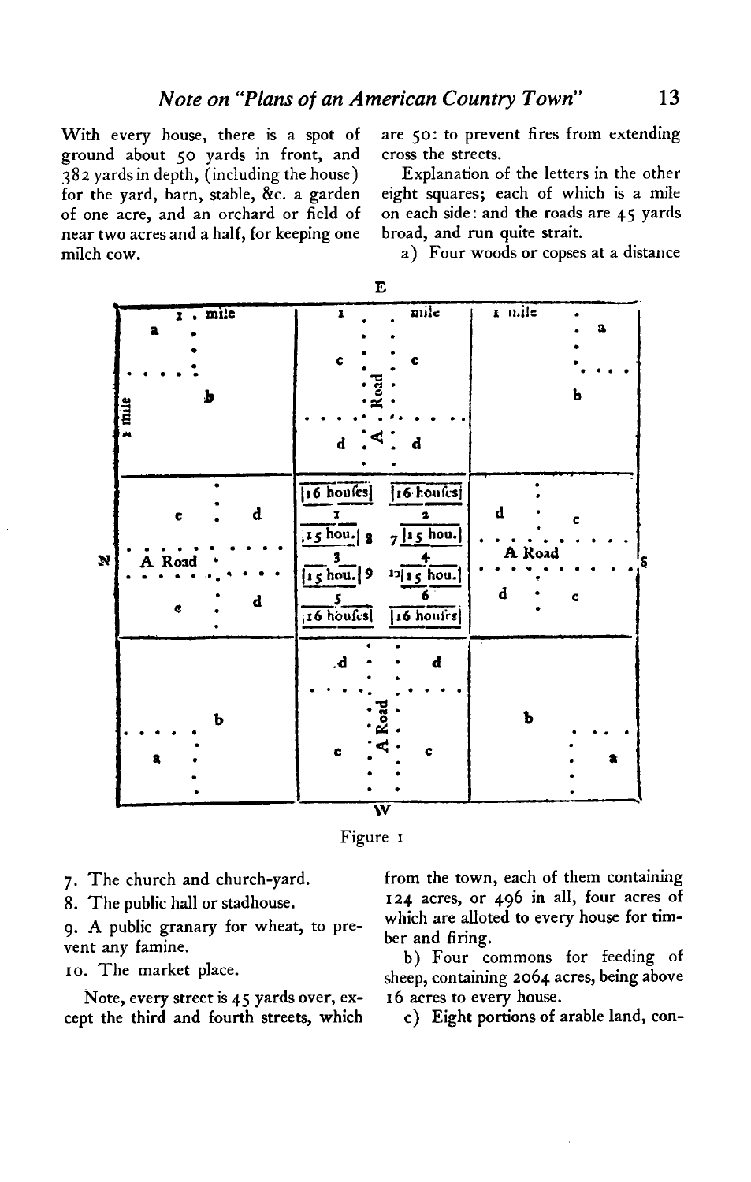With every house, there is a spot of ground about 50 yards in front, and 382 yards in depth, (including the house) for the yard, barn, stable, &c. a garden of one acre, and an orchard or field of near two acres and a half, for keeping one milch cow.

7. The church and church-yard.

8. The public hall or stadhouse.

9. A public granary for wheat, to prevent any famine.

10. The market place.

Note, every street is 45 yards over, except the third and fourth streets, which are 50: to prevent fires from extending cross the streets.

Explanation of the letters in the other eight squares; each of which is a mile on each side: and the roads are 45 yards broad, and run quite strait.

a) Four woods or copses at a distance from the town, each of them containing 124 acres, or 496 in all, four acres of which are alloted to every house for timber and firing.

b) Four commons for feeding of sheep, containing 2064 acres, being above 16 acres to every house.

c) Eight portions of arable land, con-

Figure 1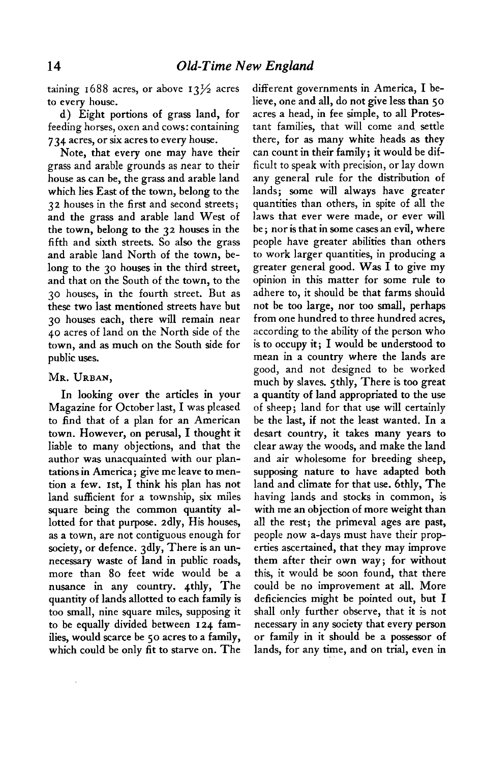taining 1688 acres, or above 13½ acres to every house.

d) Eight portions of grass land, for feeding horses, oxen and cows: containing 734 acres, or six acres to every house.

Note, that every one may have their grass and arable grounds as near to their house as can be, the grass and arable land which lies East of the town, belong to the 32 houses in the first and second streets; and the grass and arable land West of the town, belong to the 32 houses in the fifth and sixth streets. So also the grass and arable land North of the town, belong to the 30 houses in the third street, and that on the South of the town, to the 30 houses, in the fourth street. But as these two last mentioned streets have but 30 houses each, there will remain near 40 acres of land on the North side of the town, and as much on the South side for public uses.

Mr. Urban,

In looking over the articles in your Magazine for October last, I was pleased to find that of a plan for an American town. However, on perusal, I thought it liable to many objections, and that the author was unacquainted with our plantations in America; give me leave to mention a few. 1st, I think his plan has not land sufficient for a township, six miles square being the common quantity allotted for that purpose. 2dly, His houses, as a town, are not contiguous enough for society, or defence. 3dly, There is an unnecessary waste of land in public roads, more than 80 feet wide would be a nusance in any country. 4thly, The quantity of lands allotted to each family is too small, nine square miles, supposing it to be equally divided between 124 families, would scarce be 50 acres to a family, which could be only fit to starve on. The different governments in America, I believe, one and all, do not give less than 50 acres a head, in fee simple, to all Protestant families, that will come and settle there, for as many white heads as they can count in their family; it would be difficult to speak with precision, or lay down any general rule for the distribution of lands; some will always have greater quantities than others, in spite of all the laws that ever were made, or ever will be; nor is that in some cases an evil, where people have greater abilities than others to work larger quantities, in producing a greater general good. Was I to give my opinion in this matter for some rule to adhere to, it should be that farms should not be too large, nor too small, perhaps from one hundred to three hundred acres, according to the ability of the person who is to occupy it; I would be understood to mean in a country where the lands are good, and not designed to be worked much by slaves. 5thly, There is too great a quantity of land appropriated to the use of sheep; land for that use will certainly be the last, if not the least wanted. In a desart country, it takes many years to clear away the woods, and make the land and air wholesome for breeding sheep, supposing nature to have adapted both land and climate for that use. 6thly, The having lands and stocks in common, is with me an objection of more weight than all the rest; the primeval ages are past, people now a-days must have their properties ascertained, that they may improve them after their own way; for without this, it would be soon found, that there could be no improvement at all. More deficiencies might be pointed out, but I shall only further observe, that it is not necessary in any society that every person or family in it should be a possessor of lands, for any time, and on trial, even in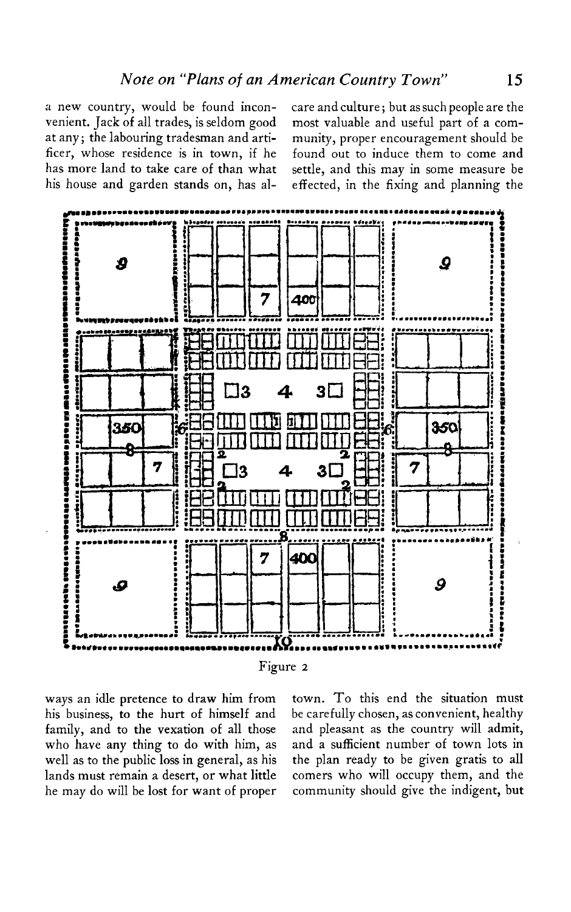a new country, would be found inconvenient. Jack of all trades, is seldom good at any; the labouring tradesman and artificer, whose residence is in town, if he has more land to take care of than what his house and garden stands on, has always an idle pretence to draw him from his business, to the hurt of himself and family, and to the vexation of all those who have any thing to do with him, as well as to the public loss in general, as his lands must remain a desert, or what little he may do will be lost for want of proper care and culture; but as such people are the most valuable and useful part of a community, proper encouragement should be found out to induce them to come and settle, and this may in some measure be effected, in the fixing and planning the town. To this end the situation must be carefully chosen, as convenient, healthy and pleasant as the country will admit, and a sufficient number of town lots in the plan ready to be given gratis to all comers who will occupy them, and the community should give the indigent, but

Figure 2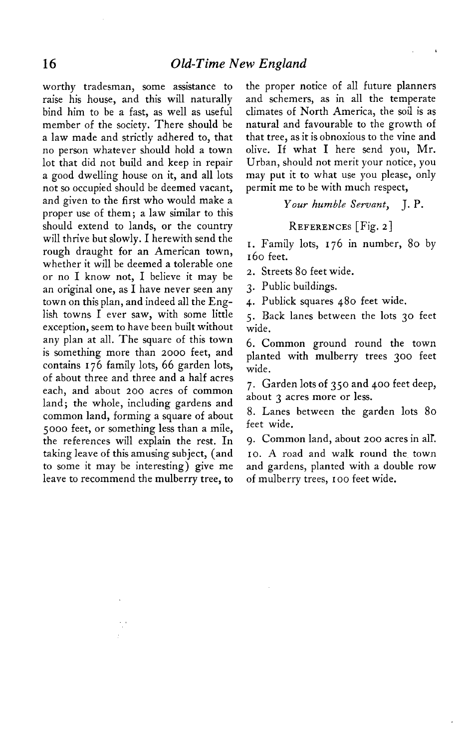worthy tradesman, some assistance to raise his house, and this will naturally bind him to be a fast, as well as useful member of the society. There should be a law made and strictly adhered to, that no person whatever should hold a town lot that did not build and keep in repair a good dwelling house on it, and all lots not so occupied should be deemed vacant, and given to the first who would make a proper use of them; a law similar to this should extend to lands, or the country will thrive but slowly. I herewith send the rough draught for an American town, whether it will be deemed a tolerable one or no I know not, I believe it may be an original one, as I have never seen any town on this plan, and indeed all the English towns I ever saw, with some little exception, seem to have been built without any plan at all. The square of this town is something more than 2000 feet, and contains 176 family lots, 66 garden lots, of about three and three and a half acres each, and about 200 acres of common land; the whole, including gardens and common land, forming a square of about 5000 feet, or something less than a mile, the references will explain the rest. In taking leave of this amusing subject, (and to some it may be interesting) give me leave to recommend the mulberry tree, to the proper notice of all future planners and schemers, as in all the temperate climates of North America, the soil is as natural and favourable to the growth of that tree, as it is obnoxious to the vine and olive. If what I here send you, Mr. Urban, should not merit your notice, you may put it to what use you please, only permit me to be with much respect,

*Your humble Servant,* J. P.

References [Fig. 2]

1. Family lots, 176 in number, 80 by 160 feet.
2. Streets 80 feet wide.
3. Public buildings.
4. Publick squares 480 feet wide.
5. Back lanes between the lots 30 feet wide.
6. Common ground round the town planted with mulberry trees 300 feet wide.
7. Garden lots of 350 and 400 feet deep, about 3 acres more or less.
8. Lanes between the garden lots 80 feet wide.
9. Common land, about 200 acres in all.
10. A road and walk round the town and gardens, planted with a double row of mulberry trees, 100 feet wide.